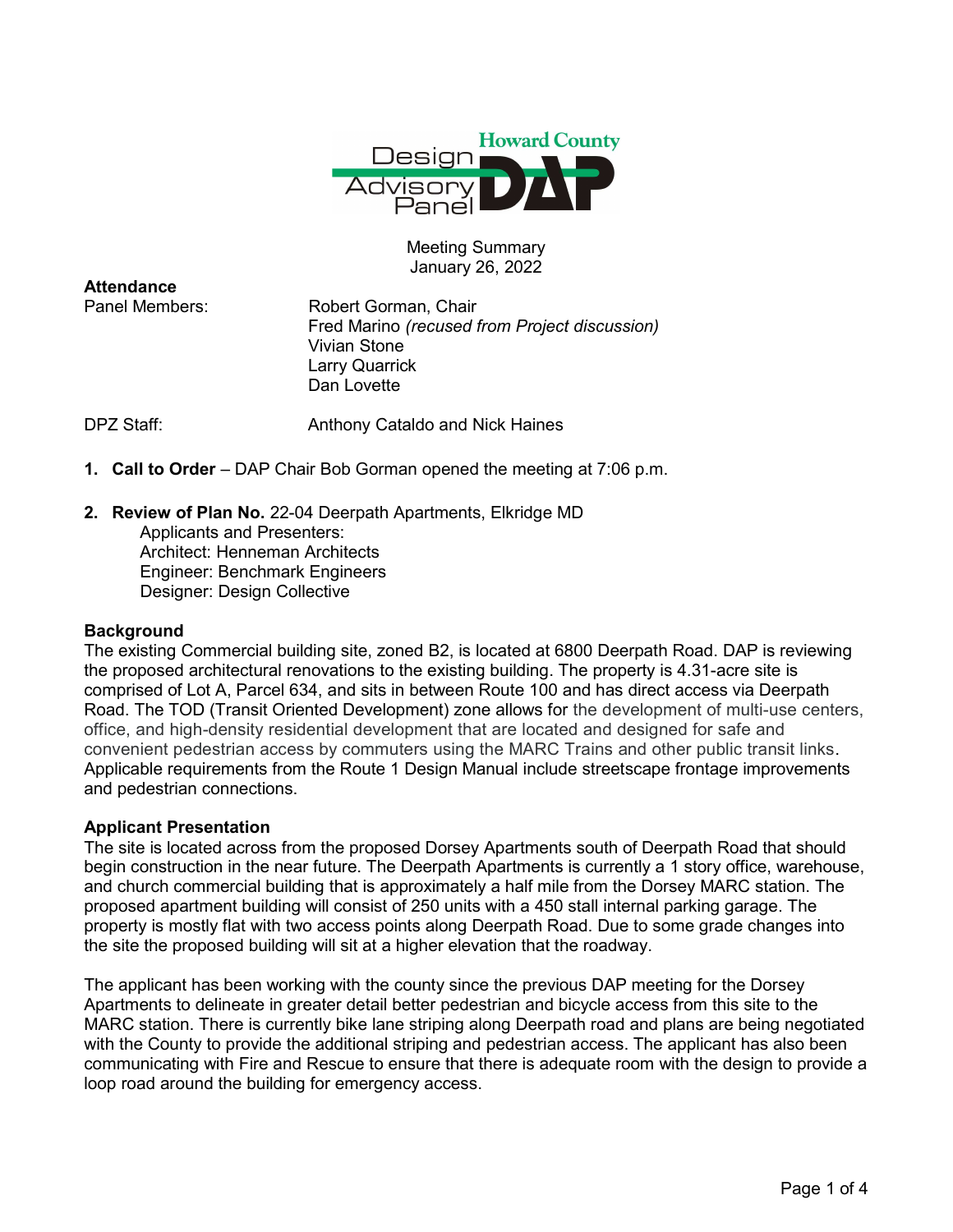Howard County Design Advisory Panel DAP

Meeting Summary
January 26, 2022

**Attendance**

Panel Members:
- Robert Gorman, Chair
- Fred Marino *(recused from Project discussion)*
- Vivian Stone
- Larry Quarrick
- Dan Lovette

DPZ Staff: Anthony Cataldo and Nick Haines

1. **Call to Order** – DAP Chair Bob Gorman opened the meeting at 7:06 p.m.

2. **Review of Plan No.** 22-04 Deerpath Apartments, Elkridge MD
   Applicants and Presenters:
   Architect: Henneman Architects
   Engineer: Benchmark Engineers
   Designer: Design Collective

**Background**

The existing Commercial building site, zoned B2, is located at 6800 Deerpath Road. DAP is reviewing the proposed architectural renovations to the existing building. The property is 4.31-acre site is comprised of Lot A, Parcel 634, and sits in between Route 100 and has direct access via Deerpath Road. The TOD (Transit Oriented Development) zone allows for the development of multi-use centers, office, and high-density residential development that are located and designed for safe and convenient pedestrian access by commuters using the MARC Trains and other public transit links. Applicable requirements from the Route 1 Design Manual include streetscape frontage improvements and pedestrian connections.

**Applicant Presentation**

The site is located across from the proposed Dorsey Apartments south of Deerpath Road that should begin construction in the near future. The Deerpath Apartments is currently a 1 story office, warehouse, and church commercial building that is approximately a half mile from the Dorsey MARC station. The proposed apartment building will consist of 250 units with a 450 stall internal parking garage. The property is mostly flat with two access points along Deerpath Road. Due to some grade changes into the site the proposed building will sit at a higher elevation that the roadway.

The applicant has been working with the county since the previous DAP meeting for the Dorsey Apartments to delineate in greater detail better pedestrian and bicycle access from this site to the MARC station. There is currently bike lane striping along Deerpath road and plans are being negotiated with the County to provide the additional striping and pedestrian access. The applicant has also been communicating with Fire and Rescue to ensure that there is adequate room with the design to provide a loop road around the building for emergency access.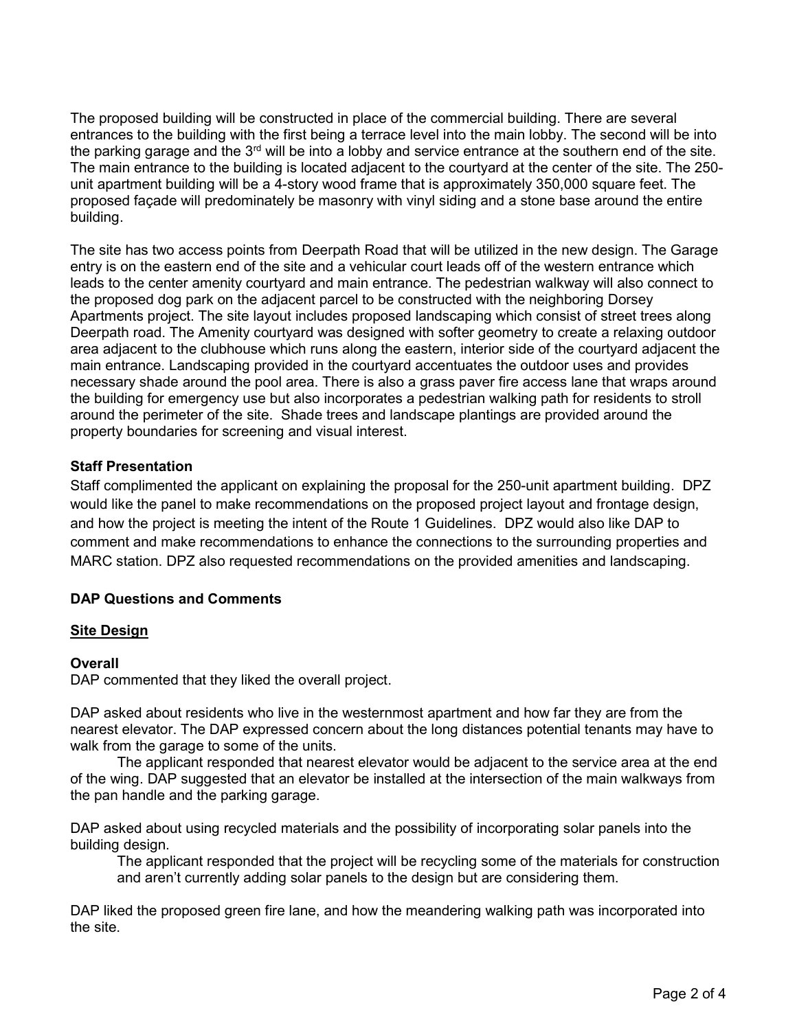The proposed building will be constructed in place of the commercial building. There are several entrances to the building with the first being a terrace level into the main lobby. The second will be into the parking garage and the 3rd will be into a lobby and service entrance at the southern end of the site. The main entrance to the building is located adjacent to the courtyard at the center of the site. The 250-unit apartment building will be a 4-story wood frame that is approximately 350,000 square feet. The proposed façade will predominately be masonry with vinyl siding and a stone base around the entire building.

The site has two access points from Deerpath Road that will be utilized in the new design. The Garage entry is on the eastern end of the site and a vehicular court leads off of the western entrance which leads to the center amenity courtyard and main entrance. The pedestrian walkway will also connect to the proposed dog park on the adjacent parcel to be constructed with the neighboring Dorsey Apartments project. The site layout includes proposed landscaping which consist of street trees along Deerpath road. The Amenity courtyard was designed with softer geometry to create a relaxing outdoor area adjacent to the clubhouse which runs along the eastern, interior side of the courtyard adjacent the main entrance. Landscaping provided in the courtyard accentuates the outdoor uses and provides necessary shade around the pool area. There is also a grass paver fire access lane that wraps around the building for emergency use but also incorporates a pedestrian walking path for residents to stroll around the perimeter of the site. Shade trees and landscape plantings are provided around the property boundaries for screening and visual interest.

**Staff Presentation**

Staff complimented the applicant on explaining the proposal for the 250-unit apartment building. DPZ would like the panel to make recommendations on the proposed project layout and frontage design, and how the project is meeting the intent of the Route 1 Guidelines. DPZ would also like DAP to comment and make recommendations to enhance the connections to the surrounding properties and MARC station. DPZ also requested recommendations on the provided amenities and landscaping.

**DAP Questions and Comments**

**Site Design**

**Overall**

DAP commented that they liked the overall project.

DAP asked about residents who live in the westernmost apartment and how far they are from the nearest elevator. The DAP expressed concern about the long distances potential tenants may have to walk from the garage to some of the units.

The applicant responded that nearest elevator would be adjacent to the service area at the end of the wing. DAP suggested that an elevator be installed at the intersection of the main walkways from the pan handle and the parking garage.

DAP asked about using recycled materials and the possibility of incorporating solar panels into the building design.

The applicant responded that the project will be recycling some of the materials for construction and aren't currently adding solar panels to the design but are considering them.

DAP liked the proposed green fire lane, and how the meandering walking path was incorporated into the site.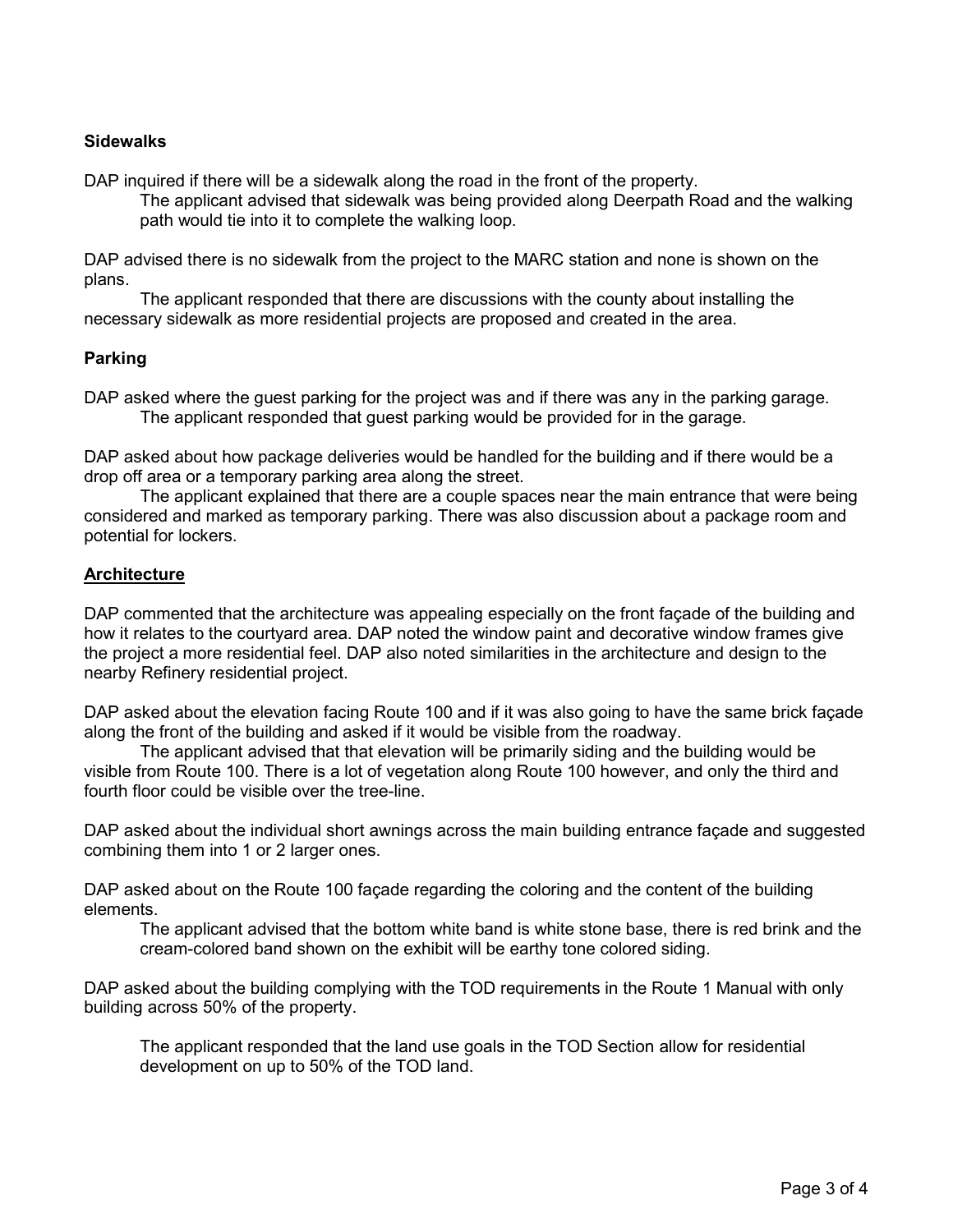**Sidewalks**

DAP inquired if there will be a sidewalk along the road in the front of the property.

The applicant advised that sidewalk was being provided along Deerpath Road and the walking path would tie into it to complete the walking loop.

DAP advised there is no sidewalk from the project to the MARC station and none is shown on the plans.

The applicant responded that there are discussions with the county about installing the necessary sidewalk as more residential projects are proposed and created in the area.

**Parking**

DAP asked where the guest parking for the project was and if there was any in the parking garage.

The applicant responded that guest parking would be provided for in the garage.

DAP asked about how package deliveries would be handled for the building and if there would be a drop off area or a temporary parking area along the street.

The applicant explained that there are a couple spaces near the main entrance that were being considered and marked as temporary parking. There was also discussion about a package room and potential for lockers.

**Architecture**

DAP commented that the architecture was appealing especially on the front façade of the building and how it relates to the courtyard area. DAP noted the window paint and decorative window frames give the project a more residential feel. DAP also noted similarities in the architecture and design to the nearby Refinery residential project.

DAP asked about the elevation facing Route 100 and if it was also going to have the same brick façade along the front of the building and asked if it would be visible from the roadway.

The applicant advised that that elevation will be primarily siding and the building would be visible from Route 100. There is a lot of vegetation along Route 100 however, and only the third and fourth floor could be visible over the tree-line.

DAP asked about the individual short awnings across the main building entrance façade and suggested combining them into 1 or 2 larger ones.

DAP asked about on the Route 100 façade regarding the coloring and the content of the building elements.

The applicant advised that the bottom white band is white stone base, there is red brink and the cream-colored band shown on the exhibit will be earthy tone colored siding.

DAP asked about the building complying with the TOD requirements in the Route 1 Manual with only building across 50% of the property.

The applicant responded that the land use goals in the TOD Section allow for residential development on up to 50% of the TOD land.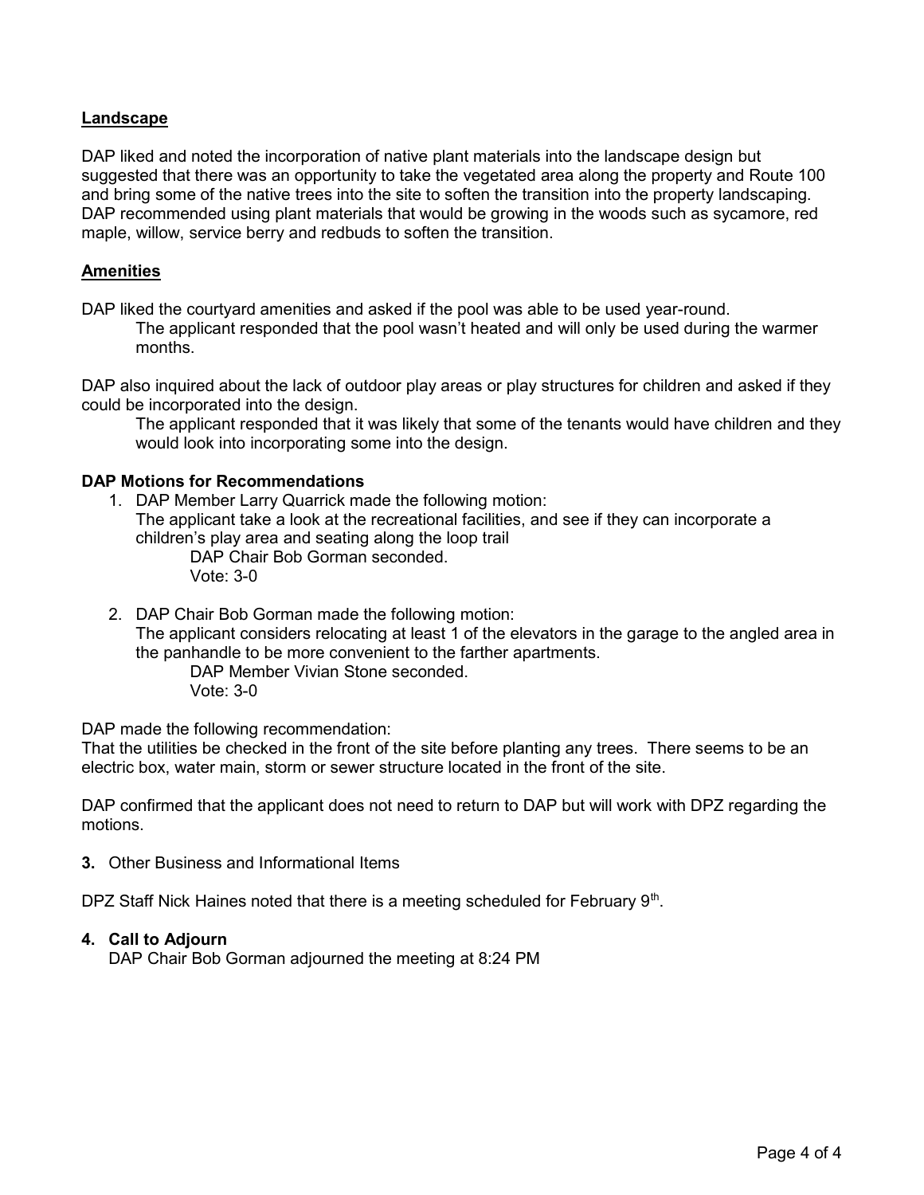**Landscape**

DAP liked and noted the incorporation of native plant materials into the landscape design but suggested that there was an opportunity to take the vegetated area along the property and Route 100 and bring some of the native trees into the site to soften the transition into the property landscaping. DAP recommended using plant materials that would be growing in the woods such as sycamore, red maple, willow, service berry and redbuds to soften the transition.

**Amenities**

DAP liked the courtyard amenities and asked if the pool was able to be used year-round.

> The applicant responded that the pool wasn't heated and will only be used during the warmer months.

DAP also inquired about the lack of outdoor play areas or play structures for children and asked if they could be incorporated into the design.

> The applicant responded that it was likely that some of the tenants would have children and they would look into incorporating some into the design.

**DAP Motions for Recommendations**

1. DAP Member Larry Quarrick made the following motion:
   The applicant take a look at the recreational facilities, and see if they can incorporate a children's play area and seating along the loop trail
   DAP Chair Bob Gorman seconded.
   Vote: 3-0

2. DAP Chair Bob Gorman made the following motion:
   The applicant considers relocating at least 1 of the elevators in the garage to the angled area in the panhandle to be more convenient to the farther apartments.
   DAP Member Vivian Stone seconded.
   Vote: 3-0

DAP made the following recommendation:
That the utilities be checked in the front of the site before planting any trees. There seems to be an electric box, water main, storm or sewer structure located in the front of the site.

DAP confirmed that the applicant does not need to return to DAP but will work with DPZ regarding the motions.

**3.** Other Business and Informational Items

DPZ Staff Nick Haines noted that there is a meeting scheduled for February 9th.

**4. Call to Adjourn**
DAP Chair Bob Gorman adjourned the meeting at 8:24 PM